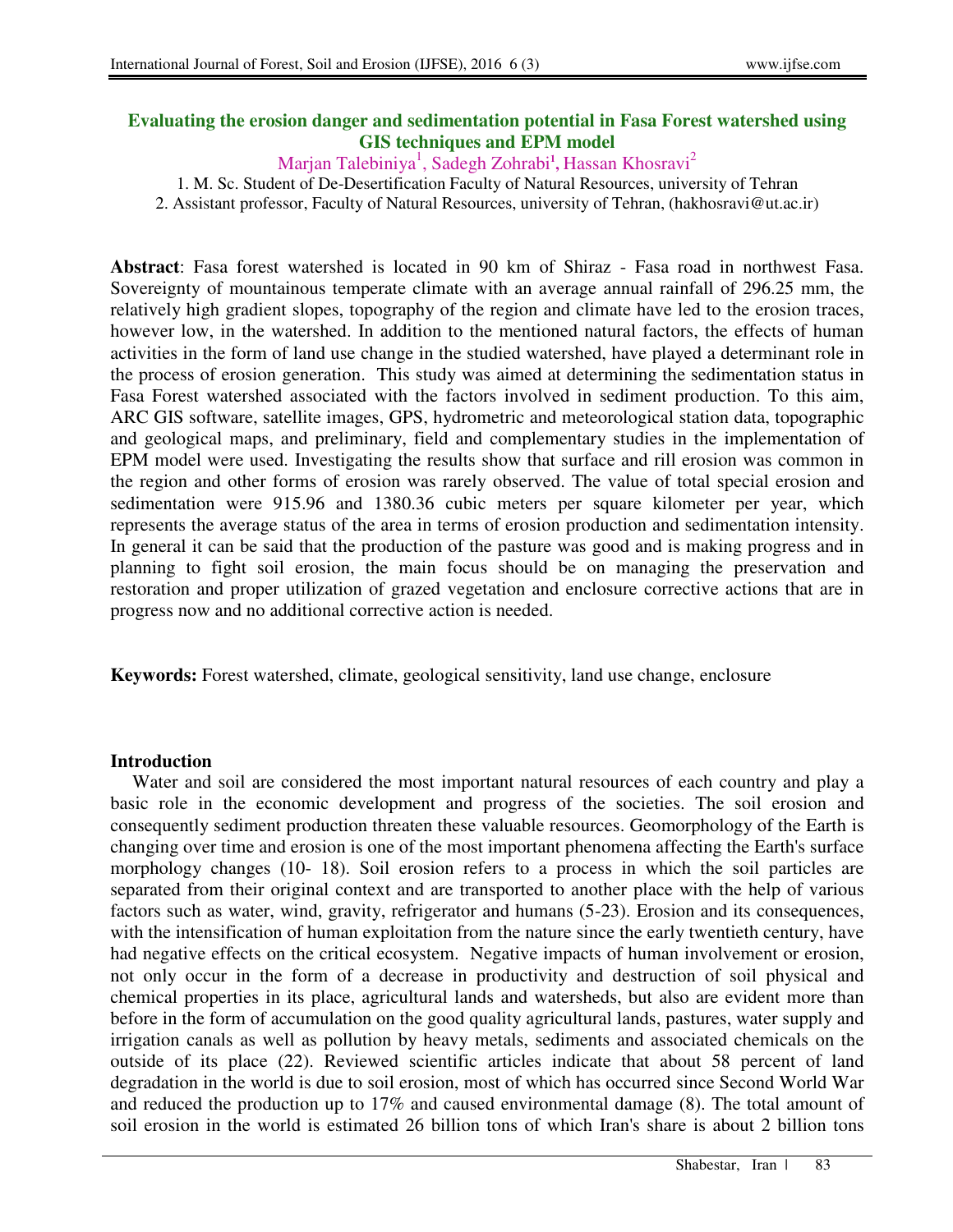# Evaluating the erosion danger and sedimentation potential in Fasa Forest watershed using GIS techniques and EPM model

Marjan Talebiniya[1], Sadegh Zohrabi[1], Hassan Khosravi[2]

1. M. Sc. Student of De-Desertification Faculty of Natural Resources, university of Tehran
2. Assistant professor, Faculty of Natural Resources, university of Tehran, (hakhosravi@ut.ac.ir)

**Abstract**: Fasa forest watershed is located in 90 km of Shiraz - Fasa road in northwest Fasa. Sovereignty of mountainous temperate climate with an average annual rainfall of 296.25 mm, the relatively high gradient slopes, topography of the region and climate have led to the erosion traces, however low, in the watershed. In addition to the mentioned natural factors, the effects of human activities in the form of land use change in the studied watershed, have played a determinant role in the process of erosion generation. This study was aimed at determining the sedimentation status in Fasa Forest watershed associated with the factors involved in sediment production. To this aim, ARC GIS software, satellite images, GPS, hydrometric and meteorological station data, topographic and geological maps, and preliminary, field and complementary studies in the implementation of EPM model were used. Investigating the results show that surface and rill erosion was common in the region and other forms of erosion was rarely observed. The value of total special erosion and sedimentation were 915.96 and 1380.36 cubic meters per square kilometer per year, which represents the average status of the area in terms of erosion production and sedimentation intensity. In general it can be said that the production of the pasture was good and is making progress and in planning to fight soil erosion, the main focus should be on managing the preservation and restoration and proper utilization of grazed vegetation and enclosure corrective actions that are in progress now and no additional corrective action is needed.

**Keywords:** Forest watershed, climate, geological sensitivity, land use change, enclosure

## Introduction

Water and soil are considered the most important natural resources of each country and play a basic role in the economic development and progress of the societies. The soil erosion and consequently sediment production threaten these valuable resources. Geomorphology of the Earth is changing over time and erosion is one of the most important phenomena affecting the Earth's surface morphology changes (10- 18). Soil erosion refers to a process in which the soil particles are separated from their original context and are transported to another place with the help of various factors such as water, wind, gravity, refrigerator and humans (5-23). Erosion and its consequences, with the intensification of human exploitation from the nature since the early twentieth century, have had negative effects on the critical ecosystem. Negative impacts of human involvement or erosion, not only occur in the form of a decrease in productivity and destruction of soil physical and chemical properties in its place, agricultural lands and watersheds, but also are evident more than before in the form of accumulation on the good quality agricultural lands, pastures, water supply and irrigation canals as well as pollution by heavy metals, sediments and associated chemicals on the outside of its place (22). Reviewed scientific articles indicate that about 58 percent of land degradation in the world is due to soil erosion, most of which has occurred since Second World War and reduced the production up to 17% and caused environmental damage (8). The total amount of soil erosion in the world is estimated 26 billion tons of which Iran's share is about 2 billion tons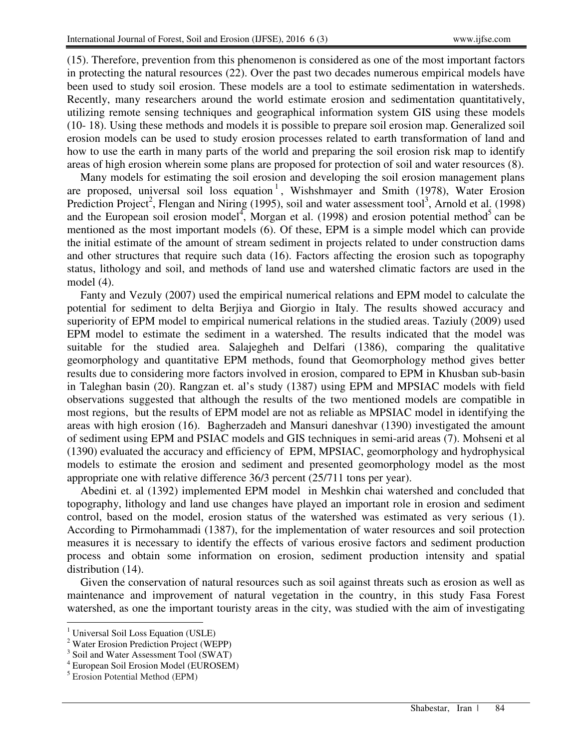(15). Therefore, prevention from this phenomenon is considered as one of the most important factors in protecting the natural resources (22). Over the past two decades numerous empirical models have been used to study soil erosion. These models are a tool to estimate sedimentation in watersheds. Recently, many researchers around the world estimate erosion and sedimentation quantitatively, utilizing remote sensing techniques and geographical information system GIS using these models (10- 18). Using these methods and models it is possible to prepare soil erosion map. Generalized soil erosion models can be used to study erosion processes related to earth transformation of land and how to use the earth in many parts of the world and preparing the soil erosion risk map to identify areas of high erosion wherein some plans are proposed for protection of soil and water resources (8).

Many models for estimating the soil erosion and developing the soil erosion management plans are proposed, universal soil loss equation[1], Wishshmayer and Smith (1978), Water Erosion Prediction Project[2], Flengan and Niring (1995), soil and water assessment tool[3], Arnold et al. (1998) and the European soil erosion model[4], Morgan et al. (1998) and erosion potential method[5] can be mentioned as the most important models (6). Of these, EPM is a simple model which can provide the initial estimate of the amount of stream sediment in projects related to under construction dams and other structures that require such data (16). Factors affecting the erosion such as topography status, lithology and soil, and methods of land use and watershed climatic factors are used in the model (4).

Fanty and Vezuly (2007) used the empirical numerical relations and EPM model to calculate the potential for sediment to delta Berjiya and Giorgio in Italy. The results showed accuracy and superiority of EPM model to empirical numerical relations in the studied areas. Taziuly (2009) used EPM model to estimate the sediment in a watershed. The results indicated that the model was suitable for the studied area. Salajegheh and Delfari (1386), comparing the qualitative geomorphology and quantitative EPM methods, found that Geomorphology method gives better results due to considering more factors involved in erosion, compared to EPM in Khusban sub-basin in Taleghan basin (20). Rangzan et. al's study (1387) using EPM and MPSIAC models with field observations suggested that although the results of the two mentioned models are compatible in most regions, but the results of EPM model are not as reliable as MPSIAC model in identifying the areas with high erosion (16). Bagherzadeh and Mansuri daneshvar (1390) investigated the amount of sediment using EPM and PSIAC models and GIS techniques in semi-arid areas (7). Mohseni et al (1390) evaluated the accuracy and efficiency of EPM, MPSIAC, geomorphology and hydrophysical models to estimate the erosion and sediment and presented geomorphology model as the most appropriate one with relative difference 36/3 percent (25/711 tons per year).

Abedini et. al (1392) implemented EPM model in Meshkin chai watershed and concluded that topography, lithology and land use changes have played an important role in erosion and sediment control, based on the model, erosion status of the watershed was estimated as very serious (1). According to Pirmohammadi (1387), for the implementation of water resources and soil protection measures it is necessary to identify the effects of various erosive factors and sediment production process and obtain some information on erosion, sediment production intensity and spatial distribution (14).

Given the conservation of natural resources such as soil against threats such as erosion as well as maintenance and improvement of natural vegetation in the country, in this study Fasa Forest watershed, as one the important touristy areas in the city, was studied with the aim of investigating

---

[1] Universal Soil Loss Equation (USLE)
[2] Water Erosion Prediction Project (WEPP)
[3] Soil and Water Assessment Tool (SWAT)
[4] European Soil Erosion Model (EUROSEM)
[5] Erosion Potential Method (EPM)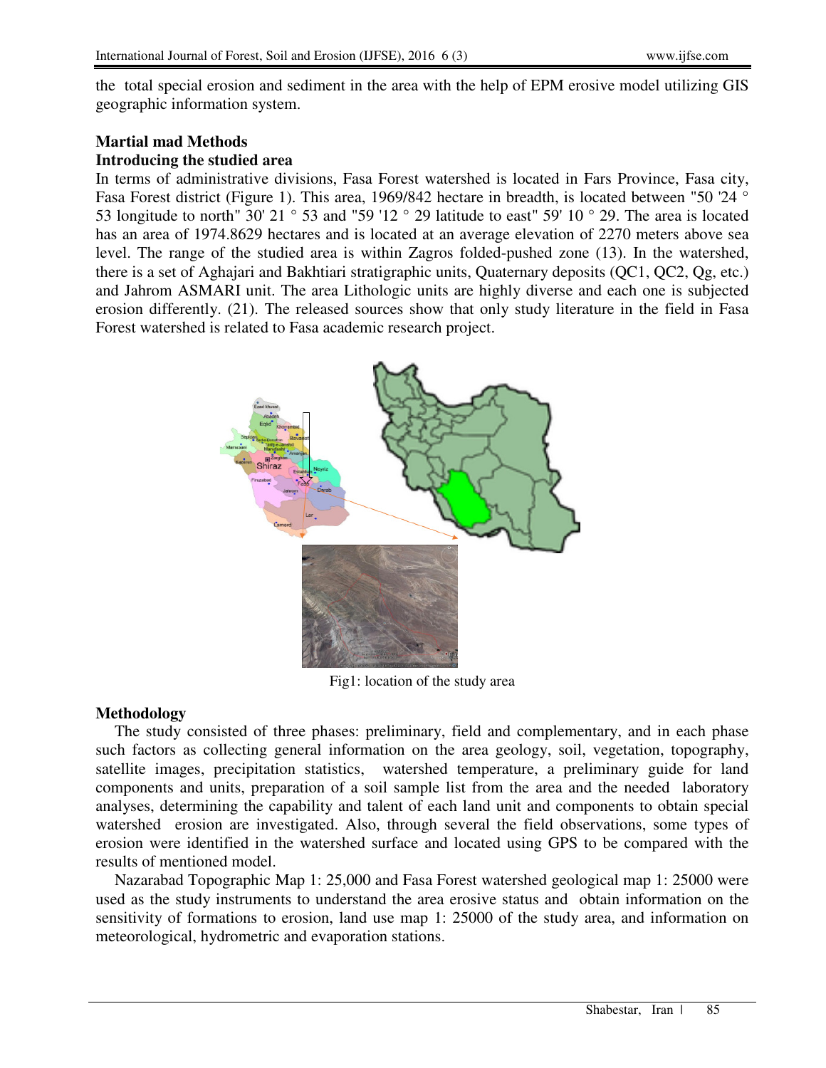the total special erosion and sediment in the area with the help of EPM erosive model utilizing GIS geographic information system.

## Martial mad Methods

### Introducing the studied area

In terms of administrative divisions, Fasa Forest watershed is located in Fars Province, Fasa city, Fasa Forest district (Figure 1). This area, 1969/842 hectare in breadth, is located between "50 '24 ° 53 longitude to north" 30' 21 ° 53 and "59 '12 ° 29 latitude to east" 59' 10 ° 29. The area is located has an area of 1974.8629 hectares and is located at an average elevation of 2270 meters above sea level. The range of the studied area is within Zagros folded-pushed zone (13). In the watershed, there is a set of Aghajari and Bakhtiari stratigraphic units, Quaternary deposits (QC1, QC2, Qg, etc.) and Jahrom ASMARI unit. The area Lithologic units are highly diverse and each one is subjected erosion differently. (21). The released sources show that only study literature in the field in Fasa Forest watershed is related to Fasa academic research project.

Fig1: location of the study area

## Methodology

The study consisted of three phases: preliminary, field and complementary, and in each phase such factors as collecting general information on the area geology, soil, vegetation, topography, satellite images, precipitation statistics, watershed temperature, a preliminary guide for land components and units, preparation of a soil sample list from the area and the needed laboratory analyses, determining the capability and talent of each land unit and components to obtain special watershed erosion are investigated. Also, through several the field observations, some types of erosion were identified in the watershed surface and located using GPS to be compared with the results of mentioned model.

Nazarabad Topographic Map 1: 25,000 and Fasa Forest watershed geological map 1: 25000 were used as the study instruments to understand the area erosive status and obtain information on the sensitivity of formations to erosion, land use map 1: 25000 of the study area, and information on meteorological, hydrometric and evaporation stations.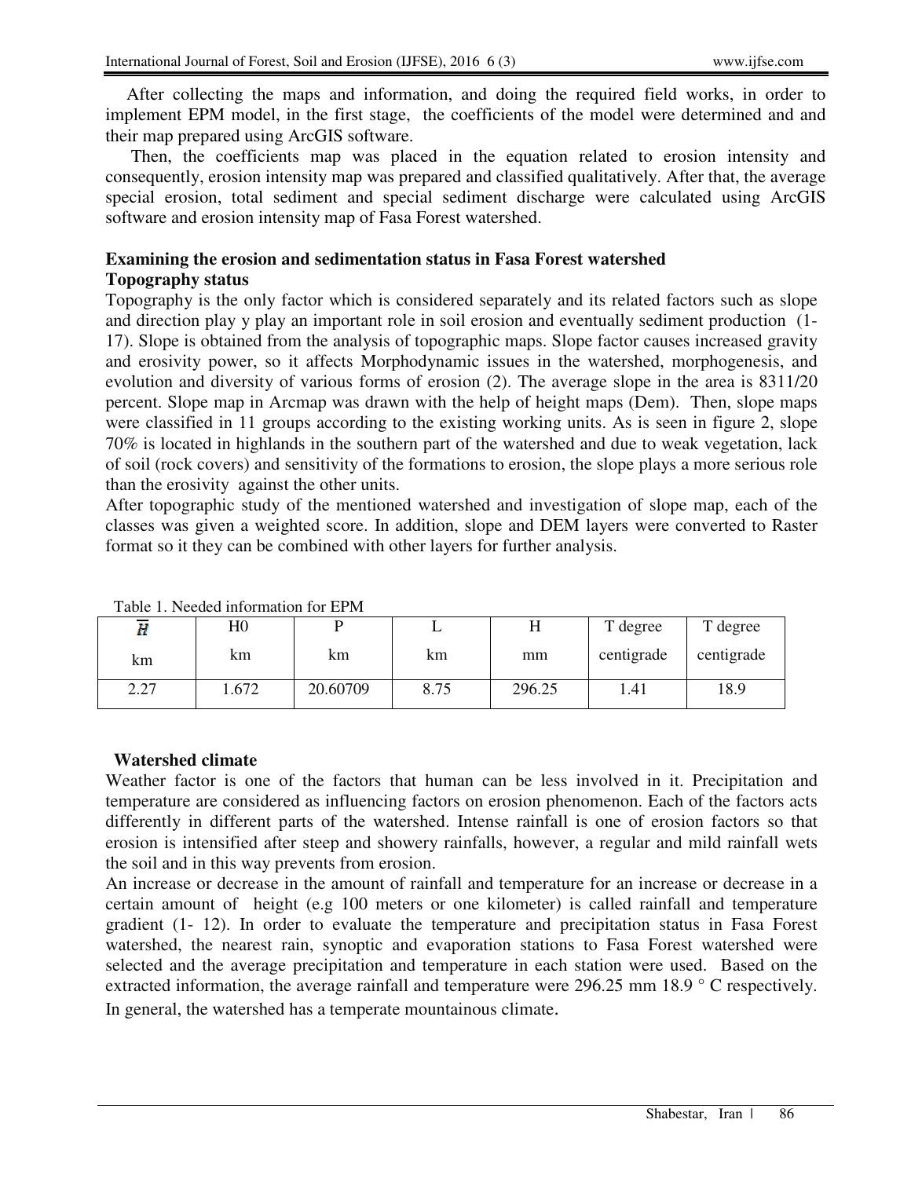After collecting the maps and information, and doing the required field works, in order to implement EPM model, in the first stage, the coefficients of the model were determined and and their map prepared using ArcGIS software.

Then, the coefficients map was placed in the equation related to erosion intensity and consequently, erosion intensity map was prepared and classified qualitatively. After that, the average special erosion, total sediment and special sediment discharge were calculated using ArcGIS software and erosion intensity map of Fasa Forest watershed.

**Examining the erosion and sedimentation status in Fasa Forest watershed**

**Topography status**

Topography is the only factor which is considered separately and its related factors such as slope and direction play y play an important role in soil erosion and eventually sediment production (1-17). Slope is obtained from the analysis of topographic maps. Slope factor causes increased gravity and erosivity power, so it affects Morphodynamic issues in the watershed, morphogenesis, and evolution and diversity of various forms of erosion (2). The average slope in the area is 8311/20 percent. Slope map in Arcmap was drawn with the help of height maps (Dem). Then, slope maps were classified in 11 groups according to the existing working units. As is seen in figure 2, slope 70% is located in highlands in the southern part of the watershed and due to weak vegetation, lack of soil (rock covers) and sensitivity of the formations to erosion, the slope plays a more serious role than the erosivity against the other units.

After topographic study of the mentioned watershed and investigation of slope map, each of the classes was given a weighted score. In addition, slope and DEM layers were converted to Raster format so it they can be combined with other layers for further analysis.

Table 1. Needed information for EPM

| $\overline{H}$ km | H0 km | P km | L km | H mm | T degree centigrade | T degree centigrade |
|---|---|---|---|---|---|---|
| 2.27 | 1.672 | 20.60709 | 8.75 | 296.25 | 1.41 | 18.9 |

**Watershed climate**

Weather factor is one of the factors that human can be less involved in it. Precipitation and temperature are considered as influencing factors on erosion phenomenon. Each of the factors acts differently in different parts of the watershed. Intense rainfall is one of erosion factors so that erosion is intensified after steep and showery rainfalls, however, a regular and mild rainfall wets the soil and in this way prevents from erosion.

An increase or decrease in the amount of rainfall and temperature for an increase or decrease in a certain amount of height (e.g 100 meters or one kilometer) is called rainfall and temperature gradient (1- 12). In order to evaluate the temperature and precipitation status in Fasa Forest watershed, the nearest rain, synoptic and evaporation stations to Fasa Forest watershed were selected and the average precipitation and temperature in each station were used. Based on the extracted information, the average rainfall and temperature were 296.25 mm 18.9 ° C respectively. In general, the watershed has a temperate mountainous climate.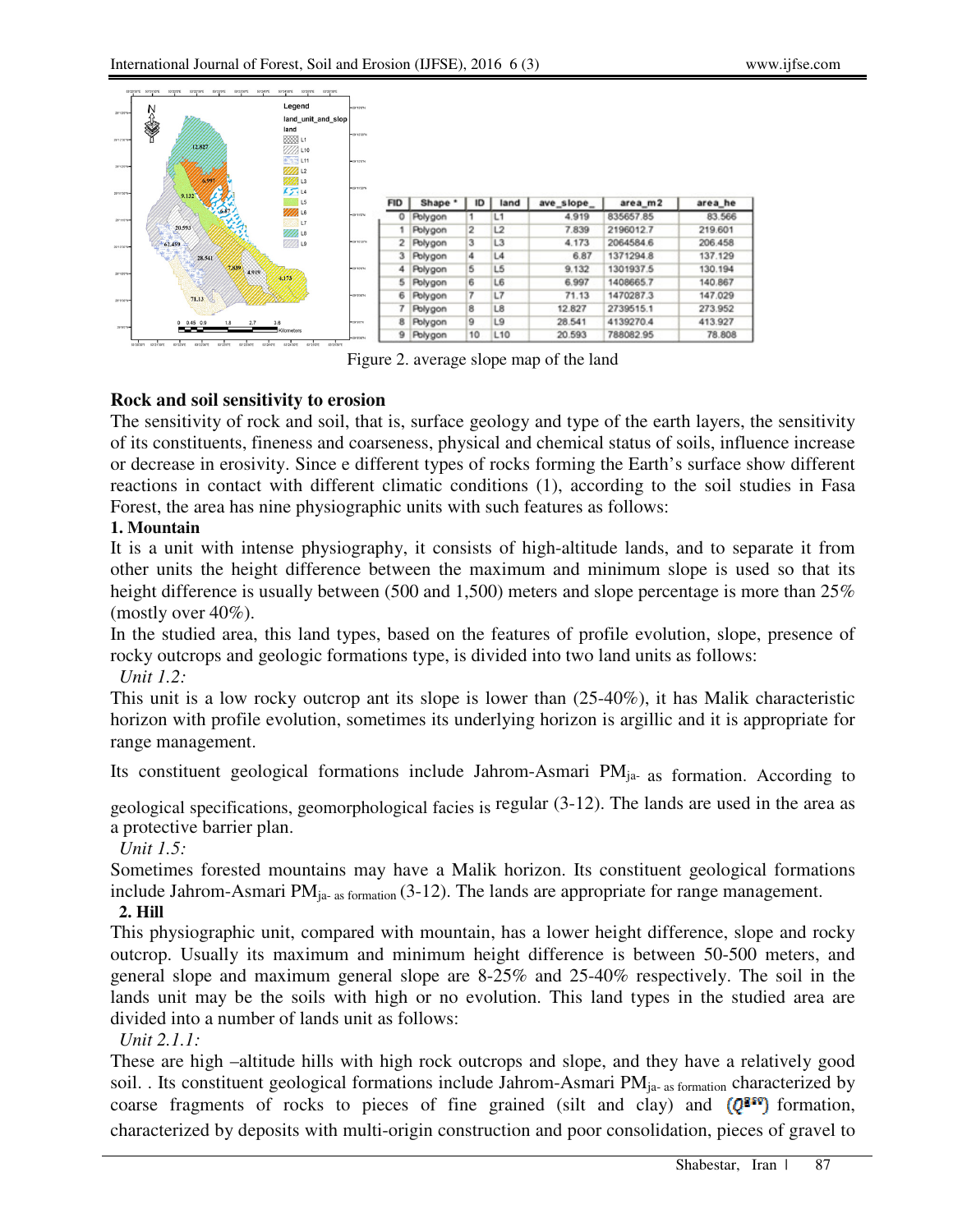| FID | Shape * | ID | land | ave_slope_ | area_m2 | area_he |
|---|---|---|---|---|---|---|
| 0 | Polygon | 1 | L1 | 4.919 | 835657.85 | 83.566 |
| 1 | Polygon | 2 | L2 | 7.839 | 2196012.7 | 219.601 |
| 2 | Polygon | 3 | L3 | 4.173 | 2064584.6 | 206.458 |
| 3 | Polygon | 4 | L4 | 6.87 | 1371294.8 | 137.129 |
| 4 | Polygon | 5 | L5 | 9.132 | 1301937.5 | 130.194 |
| 5 | Polygon | 6 | L6 | 6.997 | 1408665.7 | 140.867 |
| 6 | Polygon | 7 | L7 | 71.13 | 1470287.3 | 147.029 |
| 7 | Polygon | 8 | L8 | 12.827 | 2739515.1 | 273.952 |
| 8 | Polygon | 9 | L9 | 28.541 | 4139270.4 | 413.927 |
| 9 | Polygon | 10 | L10 | 20.593 | 788082.95 | 78.808 |

Figure 2. average slope map of the land

## Rock and soil sensitivity to erosion

The sensitivity of rock and soil, that is, surface geology and type of the earth layers, the sensitivity of its constituents, fineness and coarseness, physical and chemical status of soils, influence increase or decrease in erosivity. Since e different types of rocks forming the Earth's surface show different reactions in contact with different climatic conditions (1), according to the soil studies in Fasa Forest, the area has nine physiographic units with such features as follows:

### 1. Mountain

It is a unit with intense physiography, it consists of high-altitude lands, and to separate it from other units the height difference between the maximum and minimum slope is used so that its height difference is usually between (500 and 1,500) meters and slope percentage is more than 25% (mostly over 40%).

In the studied area, this land types, based on the features of profile evolution, slope, presence of rocky outcrops and geologic formations type, is divided into two land units as follows:

*Unit 1.2:*

This unit is a low rocky outcrop ant its slope is lower than (25-40%), it has Malik characteristic horizon with profile evolution, sometimes its underlying horizon is argillic and it is appropriate for range management.

Its constituent geological formations include Jahrom-Asmari $PM_{ja-}$ as formation. According to geological specifications, geomorphological facies is regular (3-12). The lands are used in the area as a protective barrier plan.

*Unit 1.5:*

Sometimes forested mountains may have a Malik horizon. Its constituent geological formations include Jahrom-Asmari $PM_{ja\text{- as formation}}$ (3-12). The lands are appropriate for range management.

### 2. Hill

This physiographic unit, compared with mountain, has a lower height difference, slope and rocky outcrop. Usually its maximum and minimum height difference is between 50-500 meters, and general slope and maximum general slope are 8-25% and 25-40% respectively. The soil in the lands unit may be the soils with high or no evolution. This land types in the studied area are divided into a number of lands unit as follows:

*Unit 2.1.1:*

These are high –altitude hills with high rock outcrops and slope, and they have a relatively good soil. . Its constituent geological formations include Jahrom-Asmari $PM_{ja\text{- as formation}}$ characterized by coarse fragments of rocks to pieces of fine grained (silt and clay) and ($Q^{geo}$) formation, characterized by deposits with multi-origin construction and poor consolidation, pieces of gravel to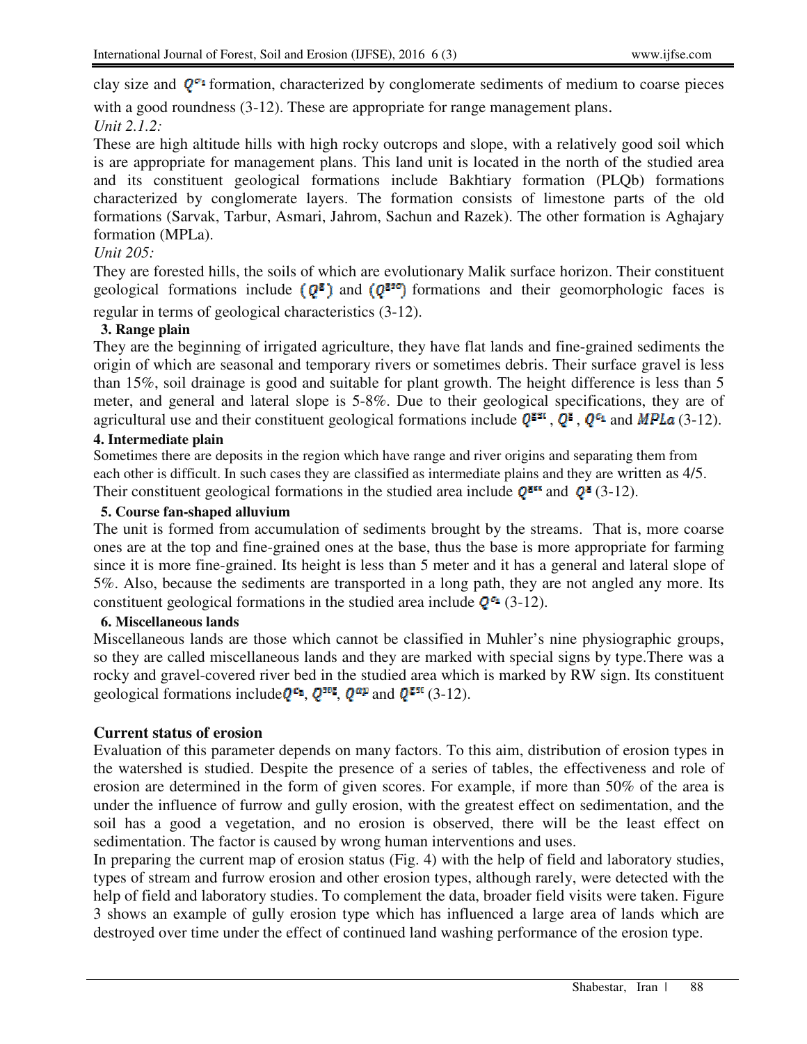clay size and $Q^{c_2}$ formation, characterized by conglomerate sediments of medium to coarse pieces with a good roundness (3-12). These are appropriate for range management plans.

*Unit 2.1.2:*

These are high altitude hills with high rocky outcrops and slope, with a relatively good soil which is are appropriate for management plans. This land unit is located in the north of the studied area and its constituent geological formations include Bakhtiary formation (PLQb) formations characterized by conglomerate layers. The formation consists of limestone parts of the old formations (Sarvak, Tarbur, Asmari, Jahrom, Sachun and Razek). The other formation is Aghajary formation (MPLa).

*Unit 205:*

They are forested hills, the soils of which are evolutionary Malik surface horizon. Their constituent geological formations include ($Q^{\mathrm{s}}$) and ($Q^{\mathrm{ssc}}$) formations and their geomorphologic faces is regular in terms of geological characteristics (3-12).

**3. Range plain**

They are the beginning of irrigated agriculture, they have flat lands and fine-grained sediments the origin of which are seasonal and temporary rivers or sometimes debris. Their surface gravel is less than 15%, soil drainage is good and suitable for plant growth. The height difference is less than 5 meter, and general and lateral slope is 5-8%. Due to their geological specifications, they are of agricultural use and their constituent geological formations include $Q^{\mathrm{ssc}}$, $Q^{\mathrm{s}}$, $Q^{c_2}$ and $MPLa$ (3-12).

**4. Intermediate plain**

Sometimes there are deposits in the region which have range and river origins and separating them from each other is difficult. In such cases they are classified as intermediate plains and they are written as 4/5. Their constituent geological formations in the studied area include $Q^{\mathrm{ssc}}$ and $Q^{\mathrm{s}}$ (3-12).

**5. Course fan-shaped alluvium**

The unit is formed from accumulation of sediments brought by the streams. That is, more coarse ones are at the top and fine-grained ones at the base, thus the base is more appropriate for farming since it is more fine-grained. Its height is less than 5 meter and it has a general and lateral slope of 5%. Also, because the sediments are transported in a long path, they are not angled any more. Its constituent geological formations in the studied area include $Q^{c_2}$ (3-12).

**6. Miscellaneous lands**

Miscellaneous lands are those which cannot be classified in Muhler's nine physiographic groups, so they are called miscellaneous lands and they are marked with special signs by type.There was a rocky and gravel-covered river bed in the studied area which is marked by RW sign. Its constituent geological formations include $Q^{c_2}$, $Q^{\mathrm{scs}}$, $Q^{\mathrm{cp}}$ and $Q^{\mathrm{ssc}}$ (3-12).

## Current status of erosion

Evaluation of this parameter depends on many factors. To this aim, distribution of erosion types in the watershed is studied. Despite the presence of a series of tables, the effectiveness and role of erosion are determined in the form of given scores. For example, if more than 50% of the area is under the influence of furrow and gully erosion, with the greatest effect on sedimentation, and the soil has a good a vegetation, and no erosion is observed, there will be the least effect on sedimentation. The factor is caused by wrong human interventions and uses.

In preparing the current map of erosion status (Fig. 4) with the help of field and laboratory studies, types of stream and furrow erosion and other erosion types, although rarely, were detected with the help of field and laboratory studies. To complement the data, broader field visits were taken. Figure 3 shows an example of gully erosion type which has influenced a large area of lands which are destroyed over time under the effect of continued land washing performance of the erosion type.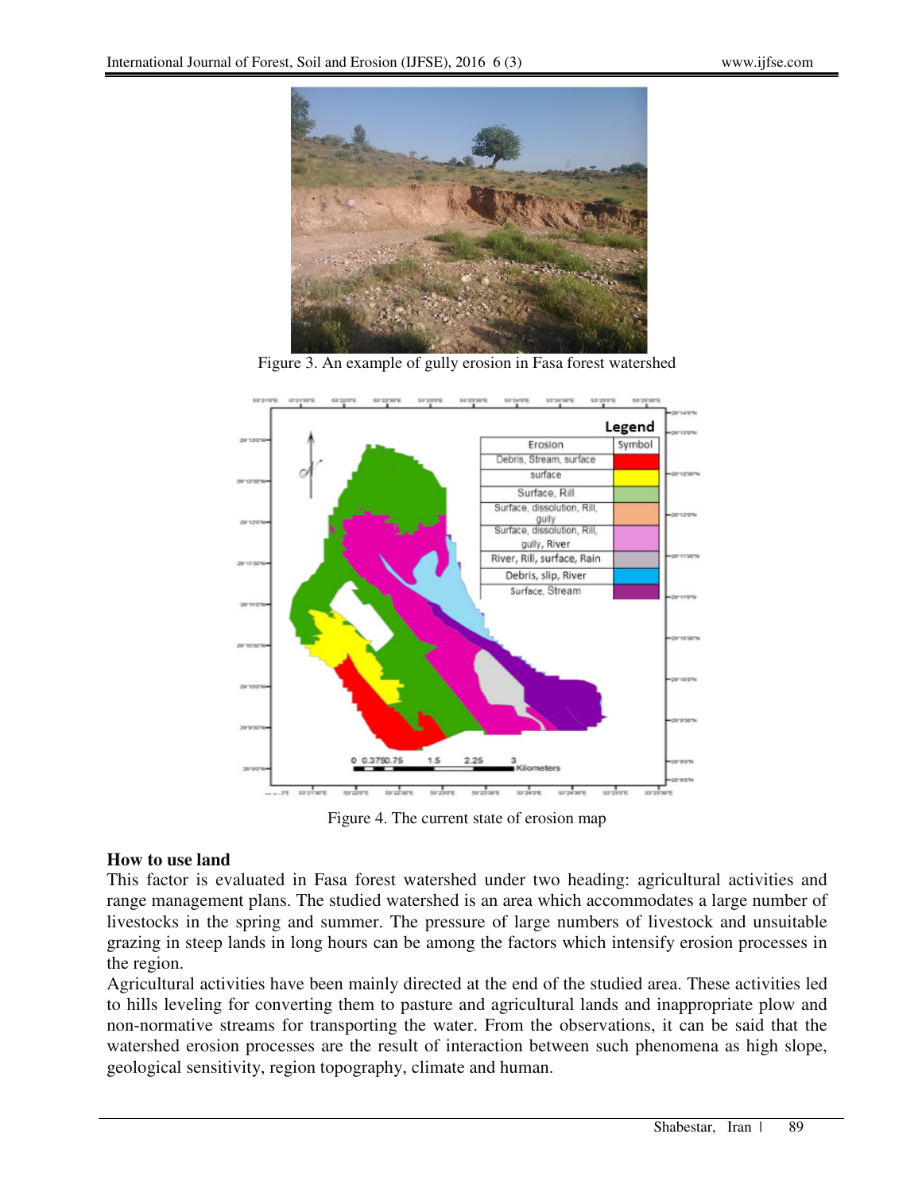Figure 3. An example of gully erosion in Fasa forest watershed

Figure 4. The current state of erosion map

**How to use land**

This factor is evaluated in Fasa forest watershed under two heading: agricultural activities and range management plans. The studied watershed is an area which accommodates a large number of livestocks in the spring and summer. The pressure of large numbers of livestock and unsuitable grazing in steep lands in long hours can be among the factors which intensify erosion processes in the region.

Agricultural activities have been mainly directed at the end of the studied area. These activities led to hills leveling for converting them to pasture and agricultural lands and inappropriate plow and non-normative streams for transporting the water. From the observations, it can be said that the watershed erosion processes are the result of interaction between such phenomena as high slope, geological sensitivity, region topography, climate and human.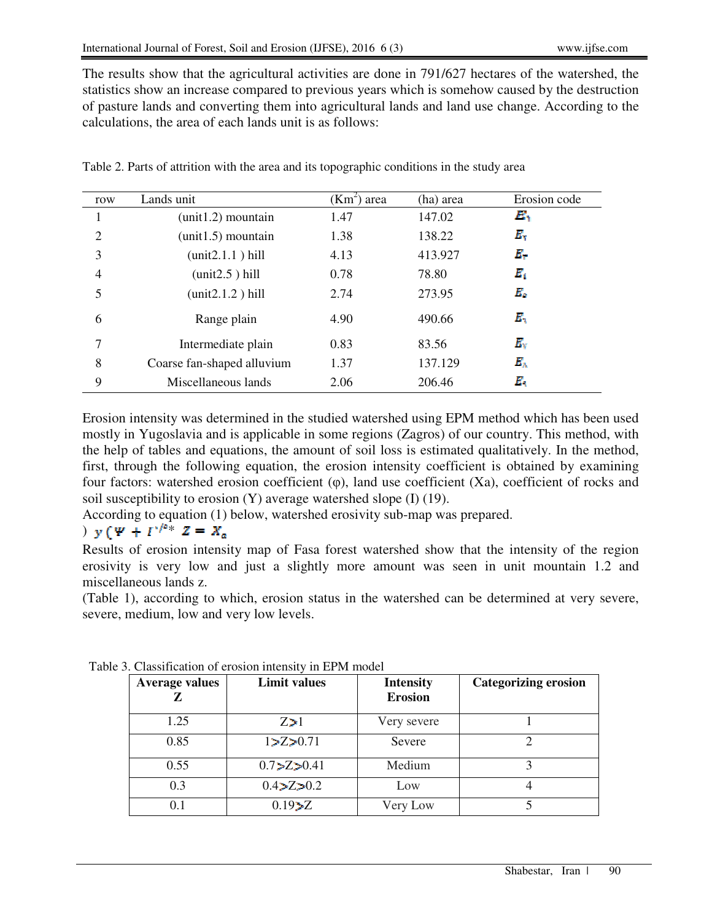The results show that the agricultural activities are done in 791/627 hectares of the watershed, the statistics show an increase compared to previous years which is somehow caused by the destruction of pasture lands and converting them into agricultural lands and land use change. According to the calculations, the area of each lands unit is as follows:

Table 2. Parts of attrition with the area and its topographic conditions in the study area

| row | Lands unit | ($Km^2$) area | (ha) area | Erosion code |
|---|---|---|---|---|
| 1 | (unit1.2) mountain | 1.47 | 147.02 | $E_1$ |
| 2 | (unit1.5) mountain | 1.38 | 138.22 | $E_2$ |
| 3 | (unit2.1.1 ) hill | 4.13 | 413.927 | $E_3$ |
| 4 | (unit2.5 ) hill | 0.78 | 78.80 | $E_4$ |
| 5 | (unit2.1.2 ) hill | 2.74 | 273.95 | $E_5$ |
| 6 | Range plain | 4.90 | 490.66 | $E_6$ |
| 7 | Intermediate plain | 0.83 | 83.56 | $E_7$ |
| 8 | Coarse fan-shaped alluvium | 1.37 | 137.129 | $E_8$ |
| 9 | Miscellaneous lands | 2.06 | 206.46 | $E_9$ |

Erosion intensity was determined in the studied watershed using EPM method which has been used mostly in Yugoslavia and is applicable in some regions (Zagros) of our country. This method, with the help of tables and equations, the amount of soil loss is estimated qualitatively. In the method, first, through the following equation, the erosion intensity coefficient is obtained by examining four factors: watershed erosion coefficient (φ), land use coefficient (Xa), coefficient of rocks and soil susceptibility to erosion (Y) average watershed slope (I) (19).
According to equation (1) below, watershed erosivity sub-map was prepared.

$$Z = X_a \, y(\Psi + I^{1/2})$$

Results of erosion intensity map of Fasa forest watershed show that the intensity of the region erosivity is very low and just a slightly more amount was seen in unit mountain 1.2 and miscellaneous lands z.
(Table 1), according to which, erosion status in the watershed can be determined at very severe, severe, medium, low and very low levels.

Table 3. Classification of erosion intensity in EPM model

| Average values Z | Limit values | Intensity Erosion | Categorizing erosion |
|---|---|---|---|
| 1.25 | Z>1 | Very severe | 1 |
| 0.85 | 1>Z>0.71 | Severe | 2 |
| 0.55 | 0.7>Z>0.41 | Medium | 3 |
| 0.3 | 0.4>Z>0.2 | Low | 4 |
| 0.1 | 0.19>Z | Very Low | 5 |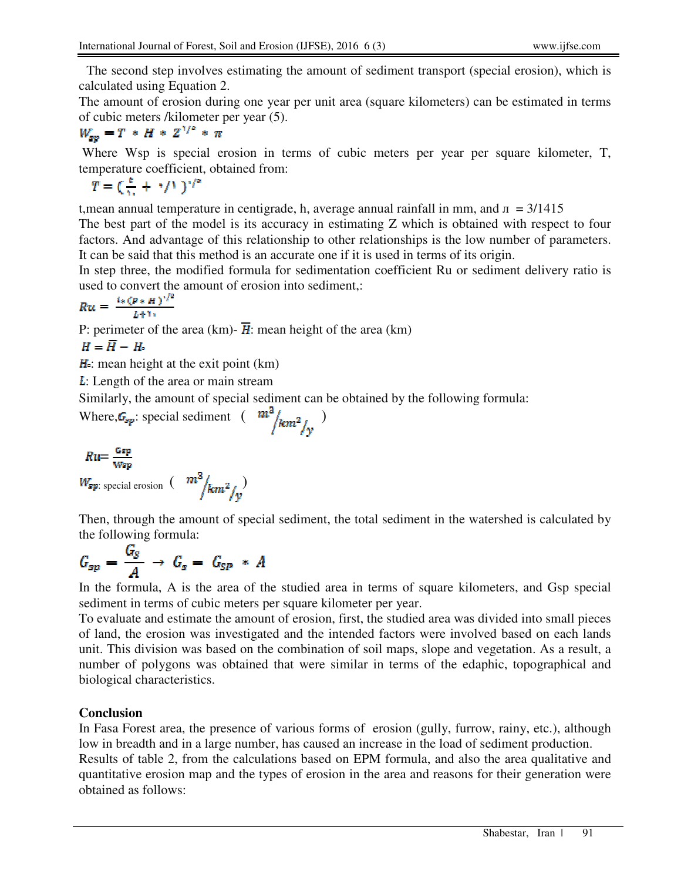The second step involves estimating the amount of sediment transport (special erosion), which is calculated using Equation 2.

The amount of erosion during one year per unit area (square kilometers) can be estimated in terms of cubic meters /kilometer per year (5).

$$W_{sp} = T * H * Z^{3/2} * \pi$$

Where Wsp is special erosion in terms of cubic meters per year per square kilometer, T, temperature coefficient, obtained from:

$$T = \left(\frac{t}{10} + 0/1\right)^{1/2}$$

t,mean annual temperature in centigrade, h, average annual rainfall in mm, and л = 3/1415

The best part of the model is its accuracy in estimating Z which is obtained with respect to four factors. And advantage of this relationship to other relationships is the low number of parameters. It can be said that this method is an accurate one if it is used in terms of its origin.

In step three, the modified formula for sedimentation coefficient Ru or sediment delivery ratio is used to convert the amount of erosion into sediment,:

$$Ru = \frac{4*(P*H)^{1/2}}{L+10}$$

P: perimeter of the area (km)- $\overline{H}$: mean height of the area (km)

$$H = \overline{H} - H_0$$

$H_0$: mean height at the exit point (km)

$L$: Length of the area or main stream

Similarly, the amount of special sediment can be obtained by the following formula:

Where, $G_{sp}$: special sediment ( $m^3/km^2/y$ )

$$Ru = \frac{Gsp}{Wsp}$$

$W_{sp}$: special erosion ( $m^3/km^2/y$ )

Then, through the amount of special sediment, the total sediment in the watershed is calculated by the following formula:

$$G_{sp} = \frac{G_S}{A} \rightarrow G_s = G_{SP} * A$$

In the formula, A is the area of the studied area in terms of square kilometers, and Gsp special sediment in terms of cubic meters per square kilometer per year.

To evaluate and estimate the amount of erosion, first, the studied area was divided into small pieces of land, the erosion was investigated and the intended factors were involved based on each lands unit. This division was based on the combination of soil maps, slope and vegetation. As a result, a number of polygons was obtained that were similar in terms of the edaphic, topographical and biological characteristics.

## Conclusion

In Fasa Forest area, the presence of various forms of erosion (gully, furrow, rainy, etc.), although low in breadth and in a large number, has caused an increase in the load of sediment production.

Results of table 2, from the calculations based on EPM formula, and also the area qualitative and quantitative erosion map and the types of erosion in the area and reasons for their generation were obtained as follows: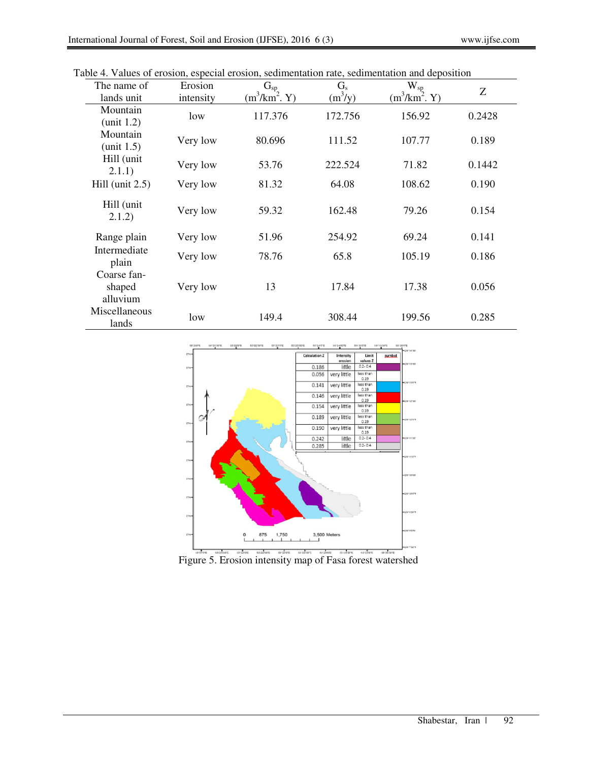Table 4. Values of erosion, especial erosion, sedimentation rate, sedimentation and deposition

| The name of lands unit | Erosion intensity | $G_{sp}$ ($m^3/km^2$. Y) | $G_s$ ($m^3/y$) | $W_{sp}$ ($m^3/km^2$. Y) | Z |
|---|---|---|---|---|---|
| Mountain (unit 1.2) | low | 117.376 | 172.756 | 156.92 | 0.2428 |
| Mountain (unit 1.5) | Very low | 80.696 | 111.52 | 107.77 | 0.189 |
| Hill (unit 2.1.1) | Very low | 53.76 | 222.524 | 71.82 | 0.1442 |
| Hill (unit 2.5) | Very low | 81.32 | 64.08 | 108.62 | 0.190 |
| Hill (unit 2.1.2) | Very low | 59.32 | 162.48 | 79.26 | 0.154 |
| Range plain | Very low | 51.96 | 254.92 | 69.24 | 0.141 |
| Intermediate plain | Very low | 78.76 | 65.8 | 105.19 | 0.186 |
| Coarse fan-shaped alluvium | Very low | 13 | 17.84 | 17.38 | 0.056 |
| Miscellaneous lands | low | 149.4 | 308.44 | 199.56 | 0.285 |

Figure 5. Erosion intensity map of Fasa forest watershed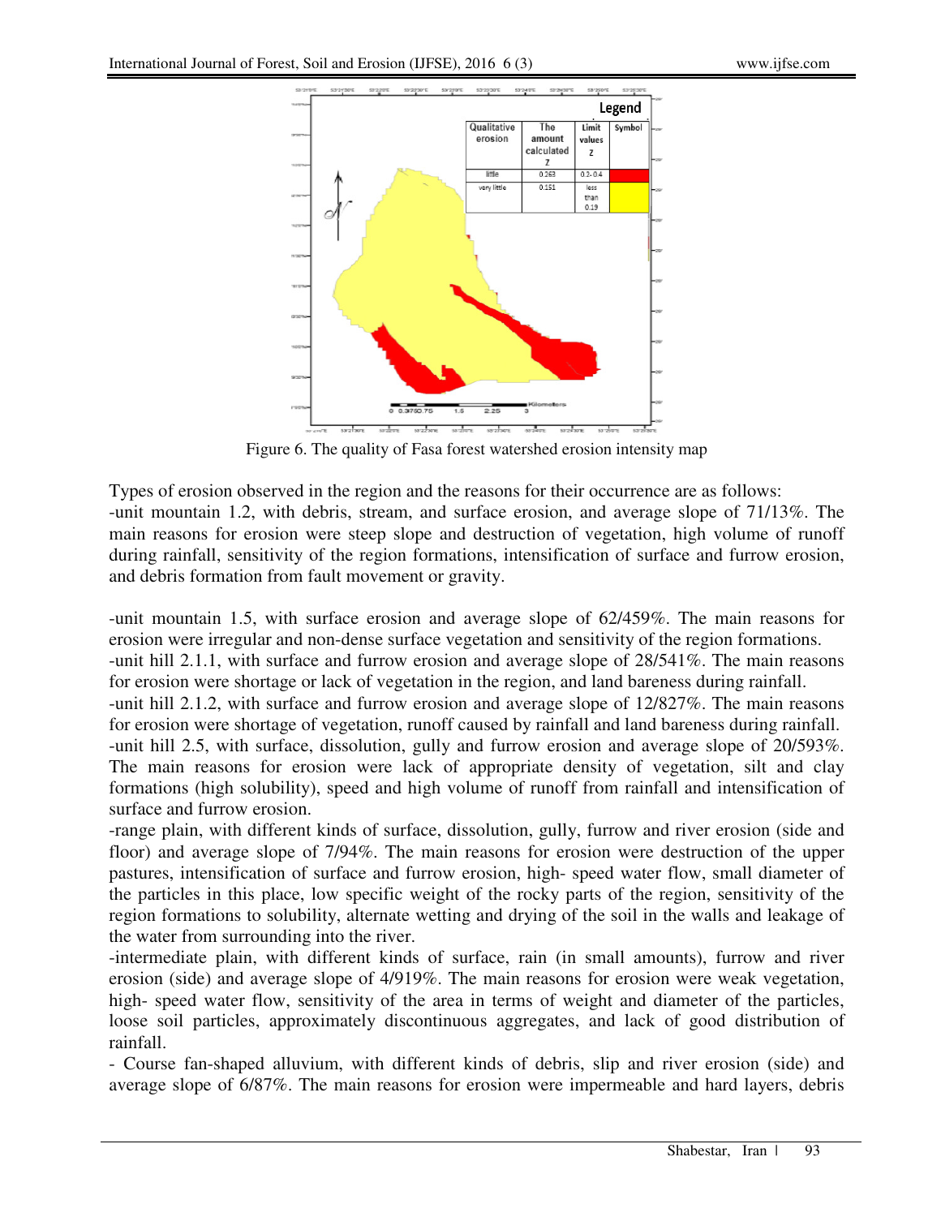Figure 6. The quality of Fasa forest watershed erosion intensity map

Types of erosion observed in the region and the reasons for their occurrence are as follows:

-unit mountain 1.2, with debris, stream, and surface erosion, and average slope of 71/13%. The main reasons for erosion were steep slope and destruction of vegetation, high volume of runoff during rainfall, sensitivity of the region formations, intensification of surface and furrow erosion, and debris formation from fault movement or gravity.

-unit mountain 1.5, with surface erosion and average slope of 62/459%. The main reasons for erosion were irregular and non-dense surface vegetation and sensitivity of the region formations.

-unit hill 2.1.1, with surface and furrow erosion and average slope of 28/541%. The main reasons for erosion were shortage or lack of vegetation in the region, and land bareness during rainfall.

-unit hill 2.1.2, with surface and furrow erosion and average slope of 12/827%. The main reasons for erosion were shortage of vegetation, runoff caused by rainfall and land bareness during rainfall.

-unit hill 2.5, with surface, dissolution, gully and furrow erosion and average slope of 20/593%. The main reasons for erosion were lack of appropriate density of vegetation, silt and clay formations (high solubility), speed and high volume of runoff from rainfall and intensification of surface and furrow erosion.

-range plain, with different kinds of surface, dissolution, gully, furrow and river erosion (side and floor) and average slope of 7/94%. The main reasons for erosion were destruction of the upper pastures, intensification of surface and furrow erosion, high- speed water flow, small diameter of the particles in this place, low specific weight of the rocky parts of the region, sensitivity of the region formations to solubility, alternate wetting and drying of the soil in the walls and leakage of the water from surrounding into the river.

-intermediate plain, with different kinds of surface, rain (in small amounts), furrow and river erosion (side) and average slope of 4/919%. The main reasons for erosion were weak vegetation, high- speed water flow, sensitivity of the area in terms of weight and diameter of the particles, loose soil particles, approximately discontinuous aggregates, and lack of good distribution of rainfall.

- Course fan-shaped alluvium, with different kinds of debris, slip and river erosion (side) and average slope of 6/87%. The main reasons for erosion were impermeable and hard layers, debris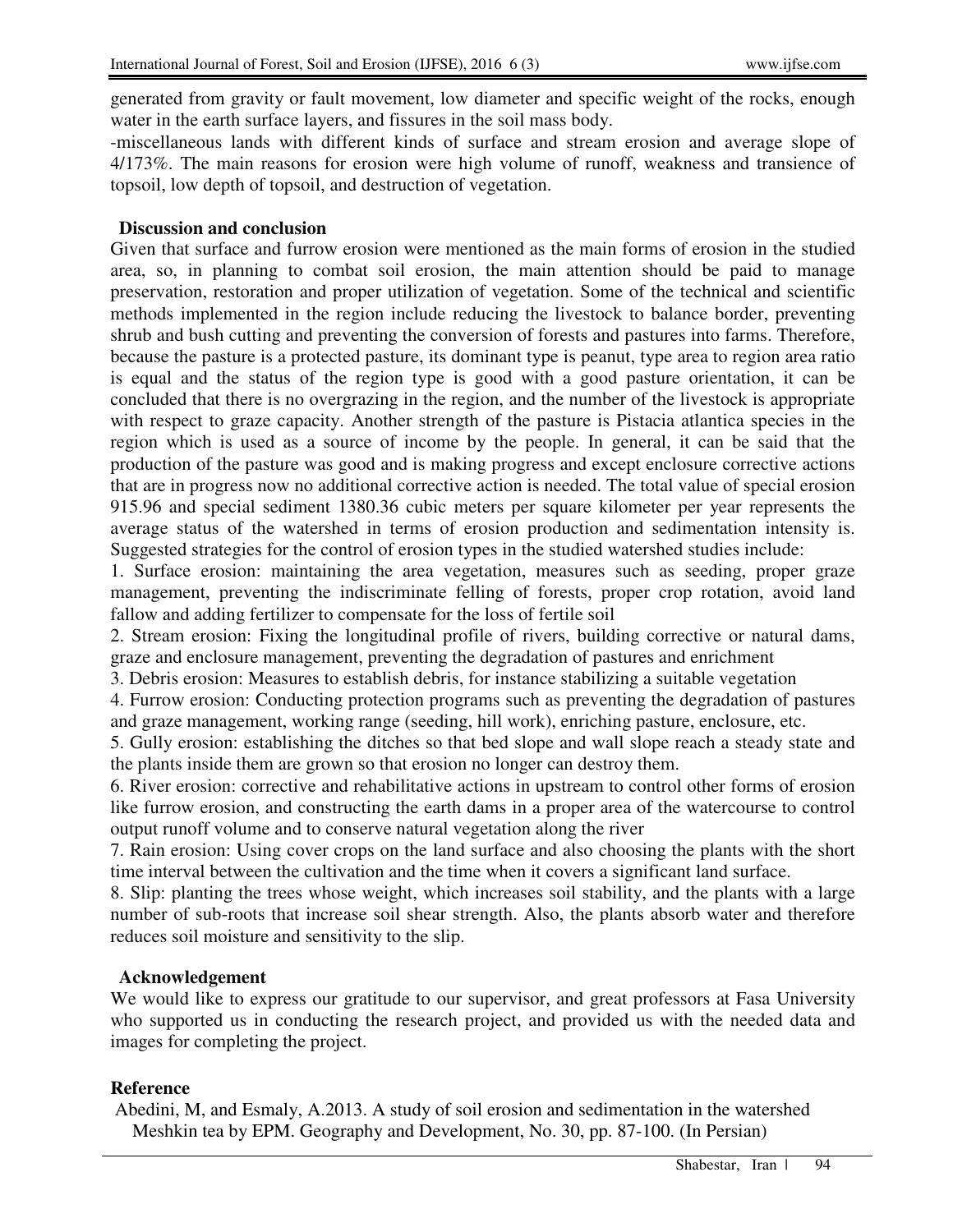generated from gravity or fault movement, low diameter and specific weight of the rocks, enough water in the earth surface layers, and fissures in the soil mass body.

-miscellaneous lands with different kinds of surface and stream erosion and average slope of 4/173%. The main reasons for erosion were high volume of runoff, weakness and transience of topsoil, low depth of topsoil, and destruction of vegetation.

## Discussion and conclusion

Given that surface and furrow erosion were mentioned as the main forms of erosion in the studied area, so, in planning to combat soil erosion, the main attention should be paid to manage preservation, restoration and proper utilization of vegetation. Some of the technical and scientific methods implemented in the region include reducing the livestock to balance border, preventing shrub and bush cutting and preventing the conversion of forests and pastures into farms. Therefore, because the pasture is a protected pasture, its dominant type is peanut, type area to region area ratio is equal and the status of the region type is good with a good pasture orientation, it can be concluded that there is no overgrazing in the region, and the number of the livestock is appropriate with respect to graze capacity. Another strength of the pasture is Pistacia atlantica species in the region which is used as a source of income by the people. In general, it can be said that the production of the pasture was good and is making progress and except enclosure corrective actions that are in progress now no additional corrective action is needed. The total value of special erosion 915.96 and special sediment 1380.36 cubic meters per square kilometer per year represents the average status of the watershed in terms of erosion production and sedimentation intensity is. Suggested strategies for the control of erosion types in the studied watershed studies include:

1. Surface erosion: maintaining the area vegetation, measures such as seeding, proper graze management, preventing the indiscriminate felling of forests, proper crop rotation, avoid land fallow and adding fertilizer to compensate for the loss of fertile soil
2. Stream erosion: Fixing the longitudinal profile of rivers, building corrective or natural dams, graze and enclosure management, preventing the degradation of pastures and enrichment
3. Debris erosion: Measures to establish debris, for instance stabilizing a suitable vegetation
4. Furrow erosion: Conducting protection programs such as preventing the degradation of pastures and graze management, working range (seeding, hill work), enriching pasture, enclosure, etc.
5. Gully erosion: establishing the ditches so that bed slope and wall slope reach a steady state and the plants inside them are grown so that erosion no longer can destroy them.
6. River erosion: corrective and rehabilitative actions in upstream to control other forms of erosion like furrow erosion, and constructing the earth dams in a proper area of the watercourse to control output runoff volume and to conserve natural vegetation along the river
7. Rain erosion: Using cover crops on the land surface and also choosing the plants with the short time interval between the cultivation and the time when it covers a significant land surface.
8. Slip: planting the trees whose weight, which increases soil stability, and the plants with a large number of sub-roots that increase soil shear strength. Also, the plants absorb water and therefore reduces soil moisture and sensitivity to the slip.

## Acknowledgement

We would like to express our gratitude to our supervisor, and great professors at Fasa University who supported us in conducting the research project, and provided us with the needed data and images for completing the project.

## Reference

Abedini, M, and Esmaly, A.2013. A study of soil erosion and sedimentation in the watershed Meshkin tea by EPM. Geography and Development, No. 30, pp. 87-100. (In Persian)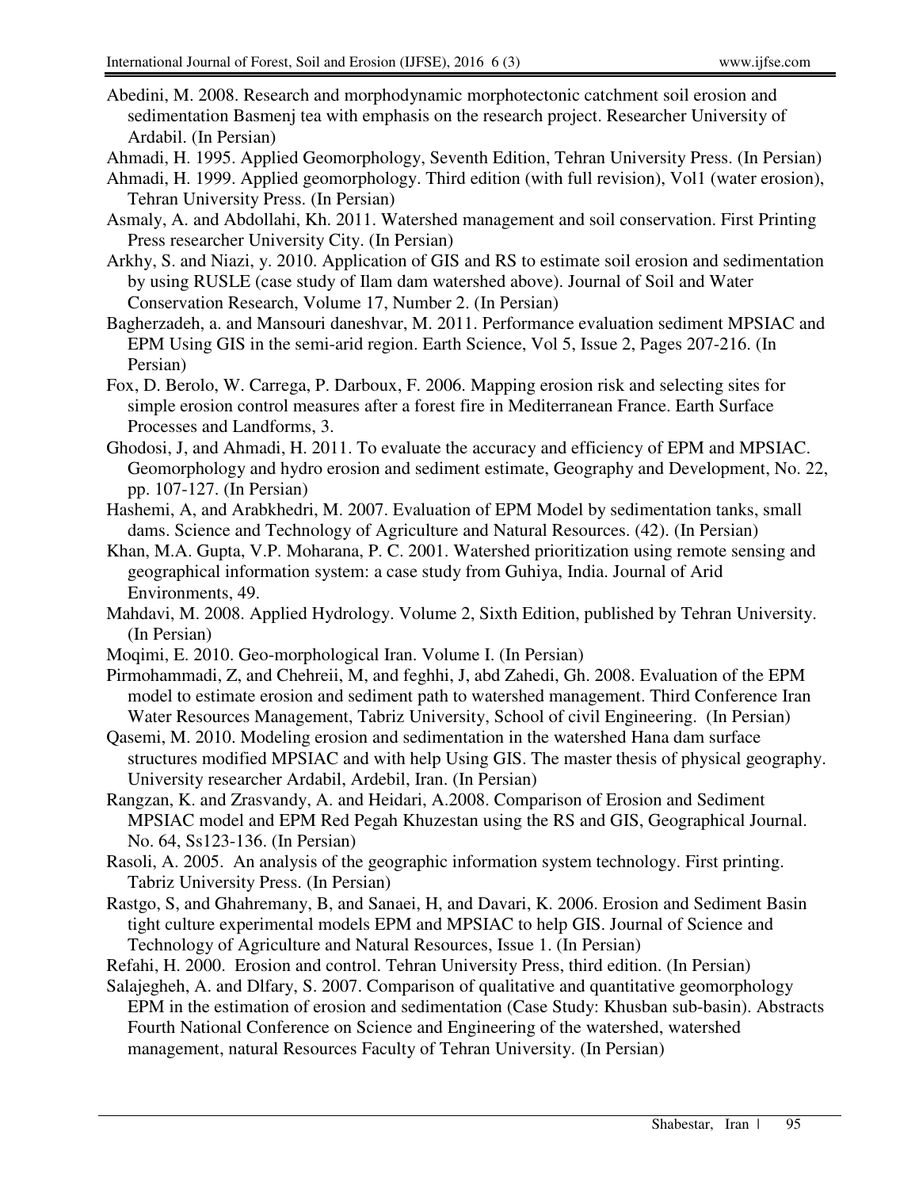Abedini, M. 2008. Research and morphodynamic morphotectonic catchment soil erosion and sedimentation Basmenj tea with emphasis on the research project. Researcher University of Ardabil. (In Persian)

Ahmadi, H. 1995. Applied Geomorphology, Seventh Edition, Tehran University Press. (In Persian)

Ahmadi, H. 1999. Applied geomorphology. Third edition (with full revision), Vol1 (water erosion), Tehran University Press. (In Persian)

Asmaly, A. and Abdollahi, Kh. 2011. Watershed management and soil conservation. First Printing Press researcher University City. (In Persian)

Arkhy, S. and Niazi, y. 2010. Application of GIS and RS to estimate soil erosion and sedimentation by using RUSLE (case study of Ilam dam watershed above). Journal of Soil and Water Conservation Research, Volume 17, Number 2. (In Persian)

Bagherzadeh, a. and Mansouri daneshvar, M. 2011. Performance evaluation sediment MPSIAC and EPM Using GIS in the semi-arid region. Earth Science, Vol 5, Issue 2, Pages 207-216. (In Persian)

Fox, D. Berolo, W. Carrega, P. Darboux, F. 2006. Mapping erosion risk and selecting sites for simple erosion control measures after a forest fire in Mediterranean France. Earth Surface Processes and Landforms, 3.

Ghodosi, J, and Ahmadi, H. 2011. To evaluate the accuracy and efficiency of EPM and MPSIAC. Geomorphology and hydro erosion and sediment estimate, Geography and Development, No. 22, pp. 107-127. (In Persian)

Hashemi, A, and Arabkhedri, M. 2007. Evaluation of EPM Model by sedimentation tanks, small dams. Science and Technology of Agriculture and Natural Resources. (42). (In Persian)

Khan, M.A. Gupta, V.P. Moharana, P. C. 2001. Watershed prioritization using remote sensing and geographical information system: a case study from Guhiya, India. Journal of Arid Environments, 49.

Mahdavi, M. 2008. Applied Hydrology. Volume 2, Sixth Edition, published by Tehran University. (In Persian)

Moqimi, E. 2010. Geo-morphological Iran. Volume I. (In Persian)

Pirmohammadi, Z, and Chehreii, M, and feghhi, J, abd Zahedi, Gh. 2008. Evaluation of the EPM model to estimate erosion and sediment path to watershed management. Third Conference Iran Water Resources Management, Tabriz University, School of civil Engineering. (In Persian)

Qasemi, M. 2010. Modeling erosion and sedimentation in the watershed Hana dam surface structures modified MPSIAC and with help Using GIS. The master thesis of physical geography. University researcher Ardabil, Ardebil, Iran. (In Persian)

Rangzan, K. and Zrasvandy, A. and Heidari, A.2008. Comparison of Erosion and Sediment MPSIAC model and EPM Red Pegah Khuzestan using the RS and GIS, Geographical Journal. No. 64, Ss123-136. (In Persian)

Rasoli, A. 2005. An analysis of the geographic information system technology. First printing. Tabriz University Press. (In Persian)

Rastgo, S, and Ghahremany, B, and Sanaei, H, and Davari, K. 2006. Erosion and Sediment Basin tight culture experimental models EPM and MPSIAC to help GIS. Journal of Science and Technology of Agriculture and Natural Resources, Issue 1. (In Persian)

Refahi, H. 2000. Erosion and control. Tehran University Press, third edition. (In Persian)

Salajegheh, A. and Dlfary, S. 2007. Comparison of qualitative and quantitative geomorphology EPM in the estimation of erosion and sedimentation (Case Study: Khusban sub-basin). Abstracts Fourth National Conference on Science and Engineering of the watershed, watershed management, natural Resources Faculty of Tehran University. (In Persian)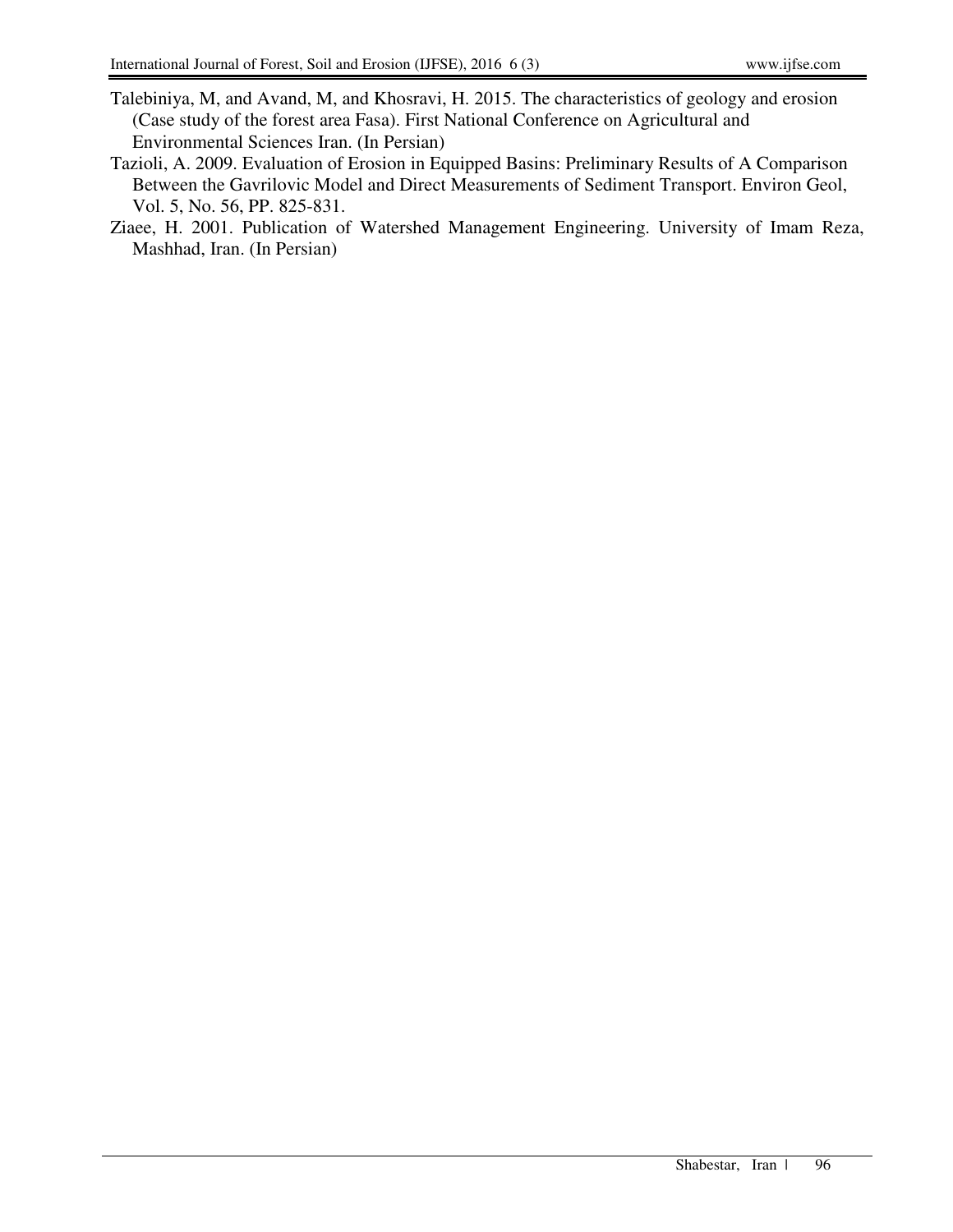Talebiniya, M, and Avand, M, and Khosravi, H. 2015. The characteristics of geology and erosion (Case study of the forest area Fasa). First National Conference on Agricultural and Environmental Sciences Iran. (In Persian)

Tazioli, A. 2009. Evaluation of Erosion in Equipped Basins: Preliminary Results of A Comparison Between the Gavrilovic Model and Direct Measurements of Sediment Transport. Environ Geol, Vol. 5, No. 56, PP. 825-831.

Ziaee, H. 2001. Publication of Watershed Management Engineering. University of Imam Reza, Mashhad, Iran. (In Persian)